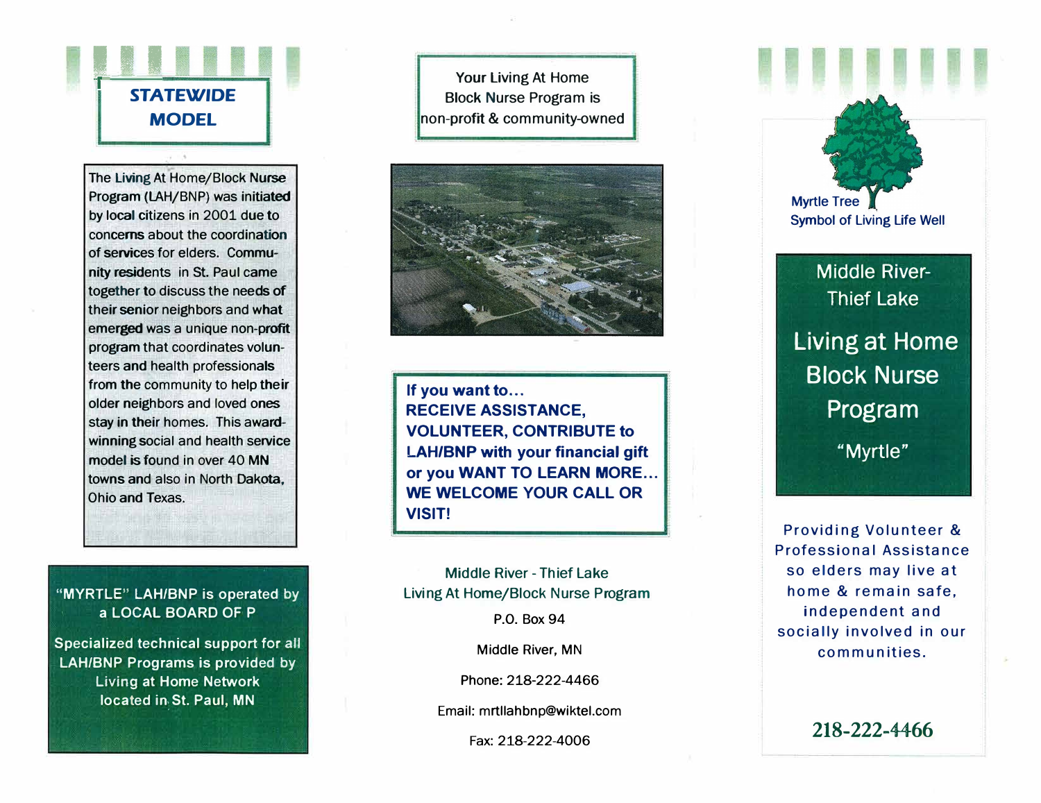## STATEWIDE MODEL

The Living At Home/Block Nurse Program (LAH/BNP) was initiated by local citizens in 2001 due to concerns about the coordination of services for elders. Community residents in St. Paul came together to discuss the needs of their senior neighbors and what emerged was a unique non-profit program that coordinates volunteers and health professionals from the community to help their older neighbors and loved ones stay in their homes. This award-winning social and health service model is found in over 40 MN towns and also in North Dakota, Ohio and Texas.

"MYRTLE" LAH/BNP is operated by a LOCAL BOARD OF P

Specialized technical support for all LAH/BNP Programs is provided by Living at Home Network located in St. Paul, MN

Your Living At Home Block Nurse Program is non-profit & community-owned

**If you want to... RECEIVE ASSISTANCE, VOLUNTEER, CONTRIBUTE to LAH/BNP with your financial gift or you WANT TO LEARN MORE... WE WELCOME YOUR CALL OR VISIT!**

Middle River - Thief Lake
Living At Home/Block Nurse Program

P.O. Box 94

Middle River, MN

Phone: 218-222-4466

Email: mrtllahbnp@wiktel.com

Fax: 218-222-4006

Myrtle Tree
Symbol of Living Life Well

# Middle River-Thief Lake

# Living at Home Block Nurse Program

"Myrtle"

Providing Volunteer & Professional Assistance so elders may live at home & remain safe, independent and socially involved in our communities.

**218-222-4466**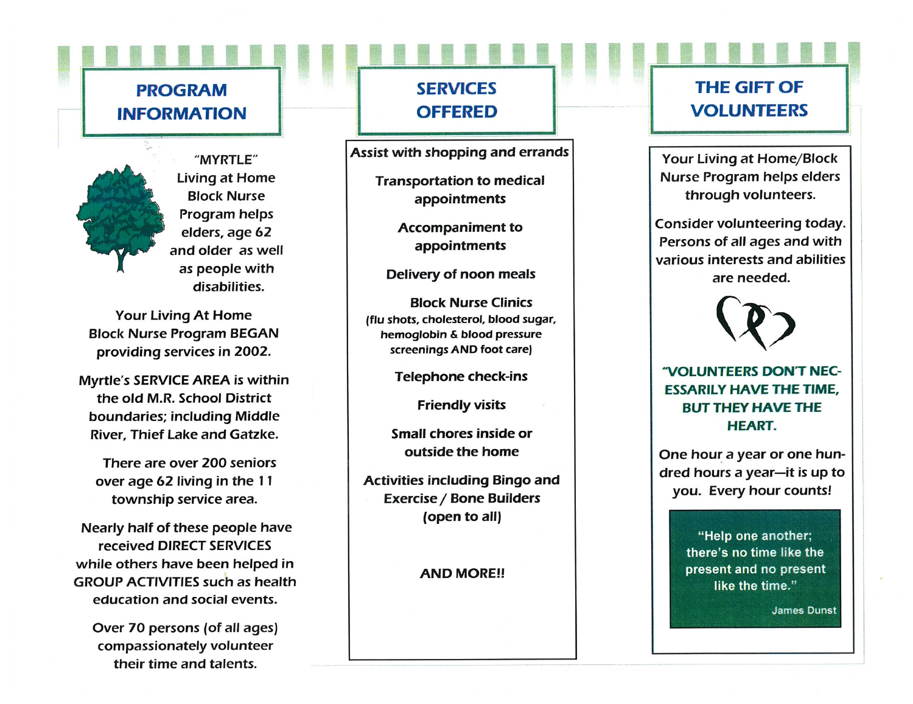## PROGRAM INFORMATION

"MYRTLE" Living at Home Block Nurse Program helps elders, age 62 and older as well as people with disabilities.

Your Living At Home Block Nurse Program BEGAN providing services in 2002.

Myrtle's SERVICE AREA is within the old M.R. School District boundaries; including Middle River, Thief Lake and Gatzke.

There are over 200 seniors over age 62 living in the 11 township service area.

Nearly half of these people have received DIRECT SERVICES while others have been helped in GROUP ACTIVITIES such as health education and social events.

Over 70 persons (of all ages) compassionately volunteer their time and talents.

## SERVICES OFFERED

*Assist with shopping and errands*

Transportation to medical appointments

Accompaniment to appointments

Delivery of noon meals

Block Nurse Clinics
(flu shots, cholesterol, blood sugar, hemoglobin & blood pressure screenings AND foot care)

Telephone check-ins

Friendly visits

Small chores inside or outside the home

Activities including Bingo and Exercise / Bone Builders (open to all)

AND MORE!!

## THE GIFT OF VOLUNTEERS

Your Living at Home/Block Nurse Program helps elders through volunteers.

Consider volunteering today. Persons of all ages and with various interests and abilities are needed.

"VOLUNTEERS DON'T NECESSARILY HAVE THE TIME, BUT THEY HAVE THE HEART.

One hour a year or one hundred hours a year—it is up to you. Every hour counts!

"Help one another; there's no time like the present and no present like the time."

James Dunst